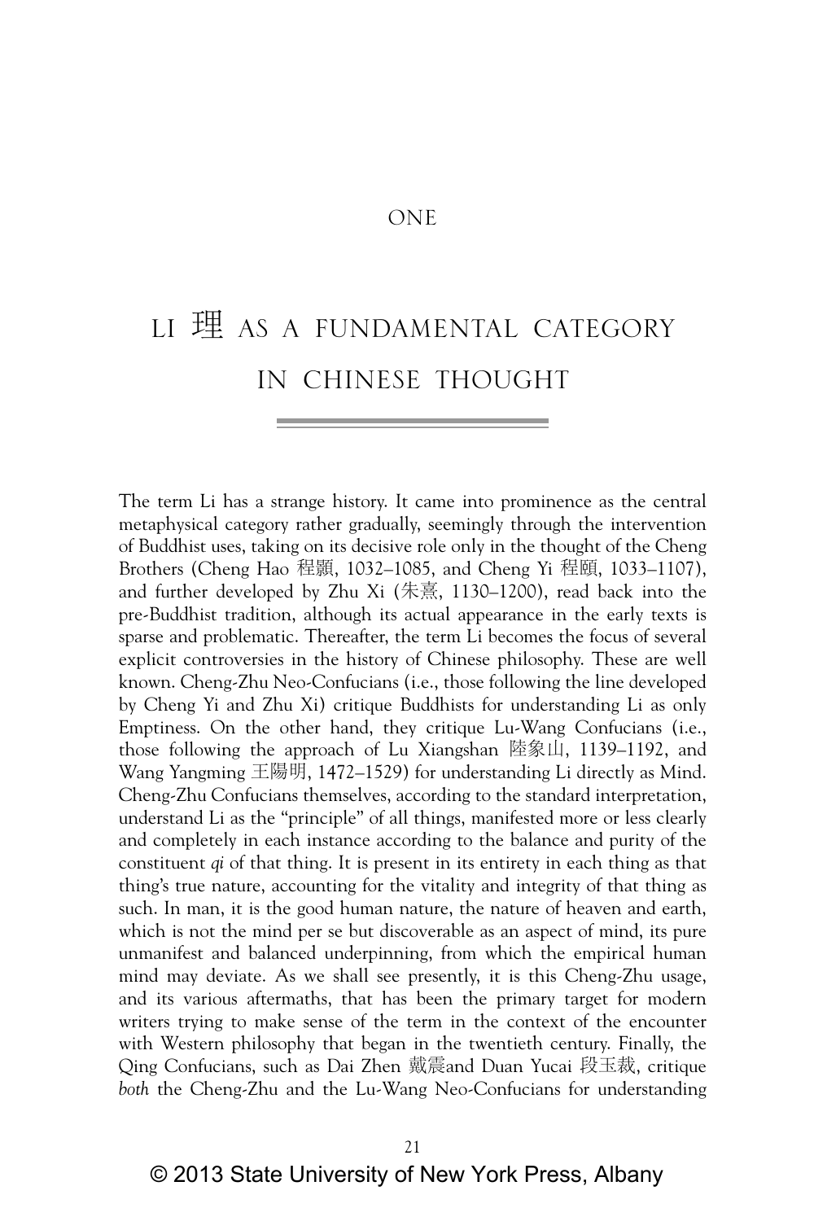# ONE

# LI 理 AS A FUNDAMENTAL CATEGORY IN CHINESE THOUGHT

The term Li has a strange history. It came into prominence as the central metaphysical category rather gradually, seemingly through the intervention of Buddhist uses, taking on its decisive role only in the thought of the Cheng Brothers (Cheng Hao 程顥, 1032–1085, and Cheng Yi 程頤, 1033–1107), and further developed by Zhu Xi (朱熹, 1130–1200), read back into the pre-Buddhist tradition, although its actual appearance in the early texts is sparse and problematic. Thereafter, the term Li becomes the focus of several explicit controversies in the history of Chinese philosophy. These are well known. Cheng-Zhu Neo-Confucians (i.e., those following the line developed by Cheng Yi and Zhu Xi) critique Buddhists for understanding Li as only Emptiness. On the other hand, they critique Lu-Wang Confucians (i.e., those following the approach of Lu Xiangshan 陸象山, 1139–1192, and Wang Yangming 王陽明, 1472–1529) for understanding Li directly as Mind. Cheng-Zhu Confucians themselves, according to the standard interpretation, understand Li as the "principle" of all things, manifested more or less clearly and completely in each instance according to the balance and purity of the constituent *qi* of that thing. It is present in its entirety in each thing as that thing's true nature, accounting for the vitality and integrity of that thing as such. In man, it is the good human nature, the nature of heaven and earth, which is not the mind per se but discoverable as an aspect of mind, its pure unmanifest and balanced underpinning, from which the empirical human mind may deviate. As we shall see presently, it is this Cheng-Zhu usage, and its various aftermaths, that has been the primary target for modern writers trying to make sense of the term in the context of the encounter with Western philosophy that began in the twentieth century. Finally, the Qing Confucians, such as Dai Zhen 戴震and Duan Yucai 段玉裁, critique *both* the Cheng-Zhu and the Lu-Wang Neo-Confucians for understanding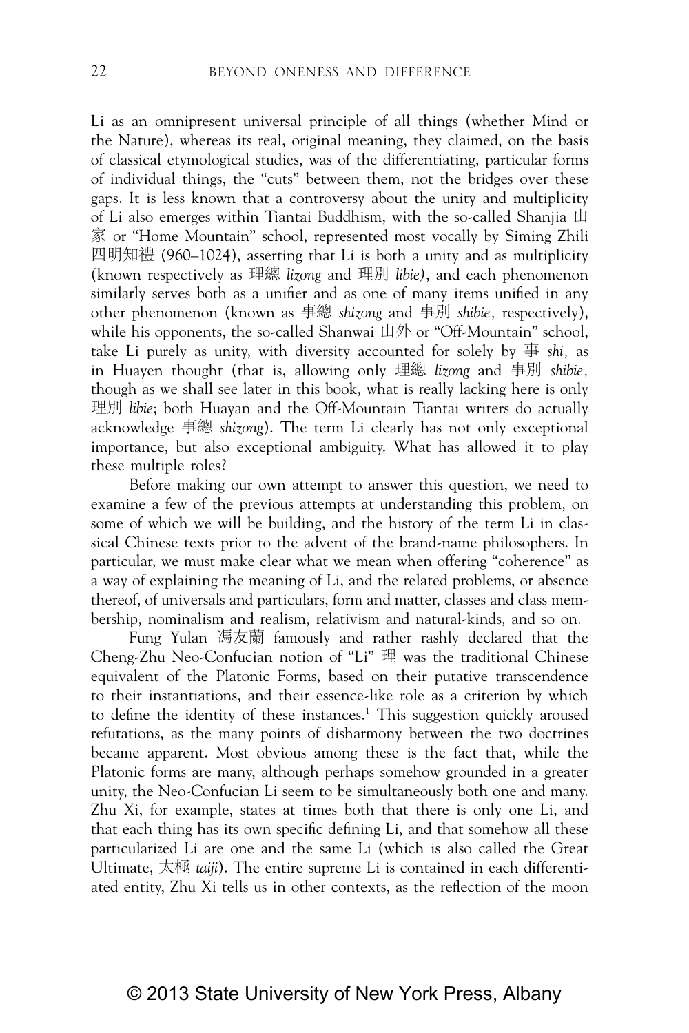Li as an omnipresent universal principle of all things (whether Mind or the Nature), whereas its real, original meaning, they claimed, on the basis of classical etymological studies, was of the differentiating, particular forms of individual things, the "cuts" between them, not the bridges over these gaps. It is less known that a controversy about the unity and multiplicity of Li also emerges within Tiantai Buddhism, with the so-called Shanjia 山家 or "Home Mountain" school, represented most vocally by Siming Zhili 四明知禮 (960–1024), asserting that Li is both a unity and as multiplicity (known respectively as 理總 *lizong* and 理別 *libie)*, and each phenomenon similarly serves both as a unifier and as one of many items unified in any other phenomenon (known as 事總 *shizong* and 事別 *shibie*, respectively), while his opponents, the so-called Shanwai 山外 or "Off-Mountain" school, take Li purely as unity, with diversity accounted for solely by 事 *shi*, as in Huayen thought (that is, allowing only 理總 *lizong* and 事別 *shibie*, though as we shall see later in this book, what is really lacking here is only 理別 *libie*; both Huayan and the Off-Mountain Tiantai writers do actually acknowledge 事總 *shizong*). The term Li clearly has not only exceptional importance, but also exceptional ambiguity. What has allowed it to play these multiple roles?

Before making our own attempt to answer this question, we need to examine a few of the previous attempts at understanding this problem, on some of which we will be building, and the history of the term Li in classical Chinese texts prior to the advent of the brand-name philosophers. In particular, we must make clear what we mean when offering "coherence" as a way of explaining the meaning of Li, and the related problems, or absence thereof, of universals and particulars, form and matter, classes and class membership, nominalism and realism, relativism and natural-kinds, and so on.

Fung Yulan 馮友蘭 famously and rather rashly declared that the Cheng-Zhu Neo-Confucian notion of "Li" 理 was the traditional Chinese equivalent of the Platonic Forms, based on their putative transcendence to their instantiations, and their essence-like role as a criterion by which to define the identity of these instances.[1] This suggestion quickly aroused refutations, as the many points of disharmony between the two doctrines became apparent. Most obvious among these is the fact that, while the Platonic forms are many, although perhaps somehow grounded in a greater unity, the Neo-Confucian Li seem to be simultaneously both one and many. Zhu Xi, for example, states at times both that there is only one Li, and that each thing has its own specific defining Li, and that somehow all these particularized Li are one and the same Li (which is also called the Great Ultimate, 太極 *taiji*). The entire supreme Li is contained in each differentiated entity, Zhu Xi tells us in other contexts, as the reflection of the moon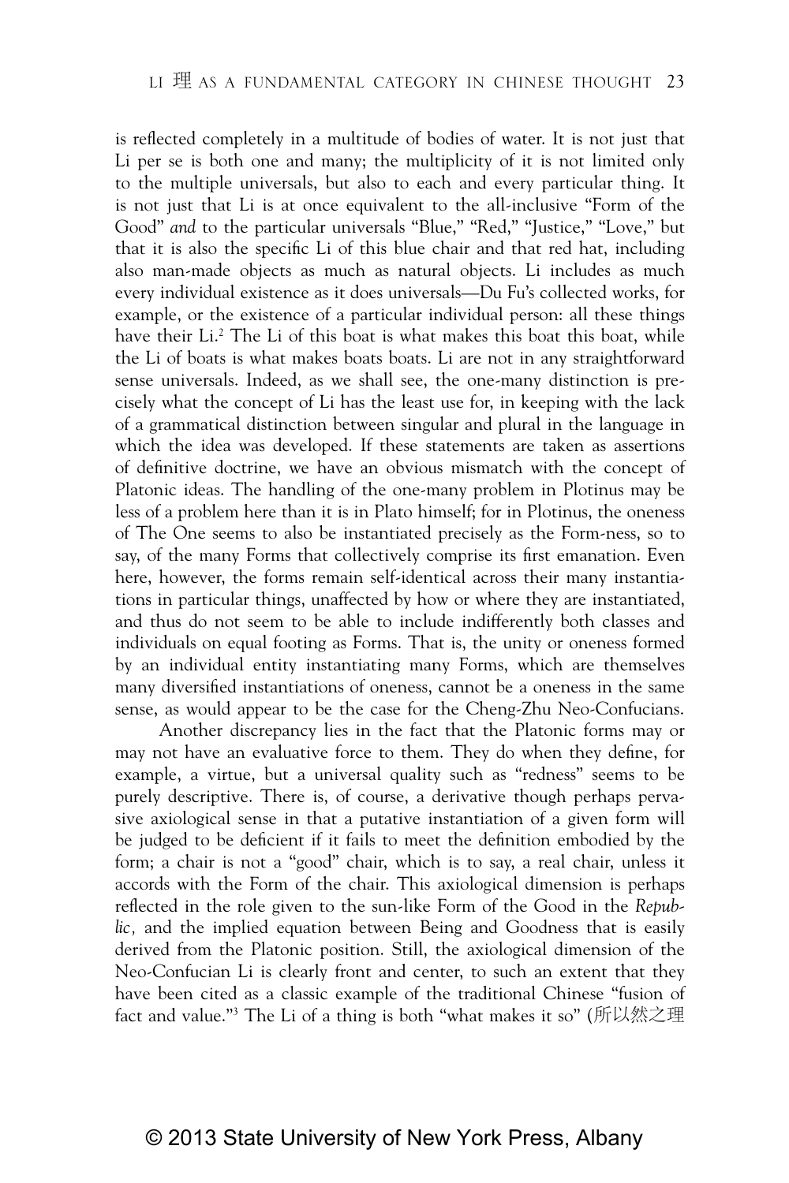is reflected completely in a multitude of bodies of water. It is not just that Li per se is both one and many; the multiplicity of it is not limited only to the multiple universals, but also to each and every particular thing. It is not just that Li is at once equivalent to the all-inclusive "Form of the Good" *and* to the particular universals "Blue," "Red," "Justice," "Love," but that it is also the specific Li of this blue chair and that red hat, including also man-made objects as much as natural objects. Li includes as much every individual existence as it does universals—Du Fu's collected works, for example, or the existence of a particular individual person: all these things have their Li.[2] The Li of this boat is what makes this boat this boat, while the Li of boats is what makes boats boats. Li are not in any straightforward sense universals. Indeed, as we shall see, the one-many distinction is precisely what the concept of Li has the least use for, in keeping with the lack of a grammatical distinction between singular and plural in the language in which the idea was developed. If these statements are taken as assertions of definitive doctrine, we have an obvious mismatch with the concept of Platonic ideas. The handling of the one-many problem in Plotinus may be less of a problem here than it is in Plato himself; for in Plotinus, the oneness of The One seems to also be instantiated precisely as the Form-ness, so to say, of the many Forms that collectively comprise its first emanation. Even here, however, the forms remain self-identical across their many instantiations in particular things, unaffected by how or where they are instantiated, and thus do not seem to be able to include indifferently both classes and individuals on equal footing as Forms. That is, the unity or oneness formed by an individual entity instantiating many Forms, which are themselves many diversified instantiations of oneness, cannot be a oneness in the same sense, as would appear to be the case for the Cheng-Zhu Neo-Confucians.

Another discrepancy lies in the fact that the Platonic forms may or may not have an evaluative force to them. They do when they define, for example, a virtue, but a universal quality such as "redness" seems to be purely descriptive. There is, of course, a derivative though perhaps pervasive axiological sense in that a putative instantiation of a given form will be judged to be deficient if it fails to meet the definition embodied by the form; a chair is not a "good" chair, which is to say, a real chair, unless it accords with the Form of the chair. This axiological dimension is perhaps reflected in the role given to the sun-like Form of the Good in the *Republic,* and the implied equation between Being and Goodness that is easily derived from the Platonic position. Still, the axiological dimension of the Neo-Confucian Li is clearly front and center, to such an extent that they have been cited as a classic example of the traditional Chinese "fusion of fact and value."[3] The Li of a thing is both "what makes it so" (所以然之理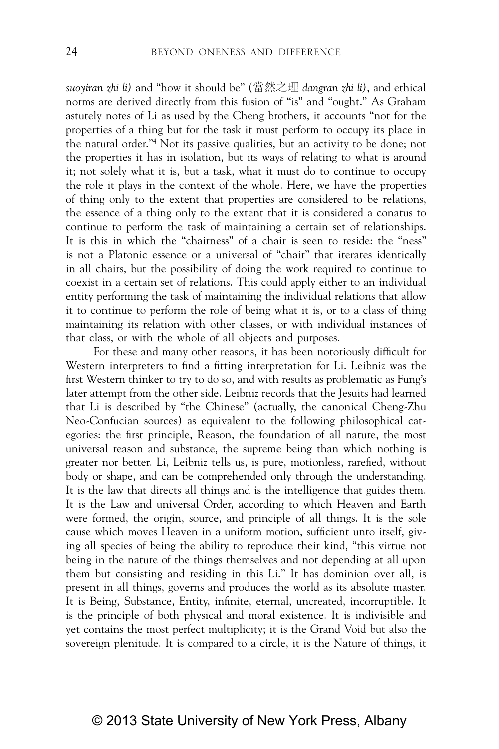*suoyiran zhi li)* and "how it should be" (當然之理 *dangran zhi li)*, and ethical norms are derived directly from this fusion of "is" and "ought." As Graham astutely notes of Li as used by the Cheng brothers, it accounts "not for the properties of a thing but for the task it must perform to occupy its place in the natural order."[4] Not its passive qualities, but an activity to be done; not the properties it has in isolation, but its ways of relating to what is around it; not solely what it is, but a task, what it must do to continue to occupy the role it plays in the context of the whole. Here, we have the properties of thing only to the extent that properties are considered to be relations, the essence of a thing only to the extent that it is considered a conatus to continue to perform the task of maintaining a certain set of relationships. It is this in which the "chairness" of a chair is seen to reside: the "ness" is not a Platonic essence or a universal of "chair" that iterates identically in all chairs, but the possibility of doing the work required to continue to coexist in a certain set of relations. This could apply either to an individual entity performing the task of maintaining the individual relations that allow it to continue to perform the role of being what it is, or to a class of thing maintaining its relation with other classes, or with individual instances of that class, or with the whole of all objects and purposes.

For these and many other reasons, it has been notoriously difficult for Western interpreters to find a fitting interpretation for Li. Leibniz was the first Western thinker to try to do so, and with results as problematic as Fung's later attempt from the other side. Leibniz records that the Jesuits had learned that Li is described by "the Chinese" (actually, the canonical Cheng-Zhu Neo-Confucian sources) as equivalent to the following philosophical categories: the first principle, Reason, the foundation of all nature, the most universal reason and substance, the supreme being than which nothing is greater nor better. Li, Leibniz tells us, is pure, motionless, rarefied, without body or shape, and can be comprehended only through the understanding. It is the law that directs all things and is the intelligence that guides them. It is the Law and universal Order, according to which Heaven and Earth were formed, the origin, source, and principle of all things. It is the sole cause which moves Heaven in a uniform motion, sufficient unto itself, giving all species of being the ability to reproduce their kind, "this virtue not being in the nature of the things themselves and not depending at all upon them but consisting and residing in this Li." It has dominion over all, is present in all things, governs and produces the world as its absolute master. It is Being, Substance, Entity, infinite, eternal, uncreated, incorruptible. It is the principle of both physical and moral existence. It is indivisible and yet contains the most perfect multiplicity; it is the Grand Void but also the sovereign plenitude. It is compared to a circle, it is the Nature of things, it

© 2013 State University of New York Press, Albany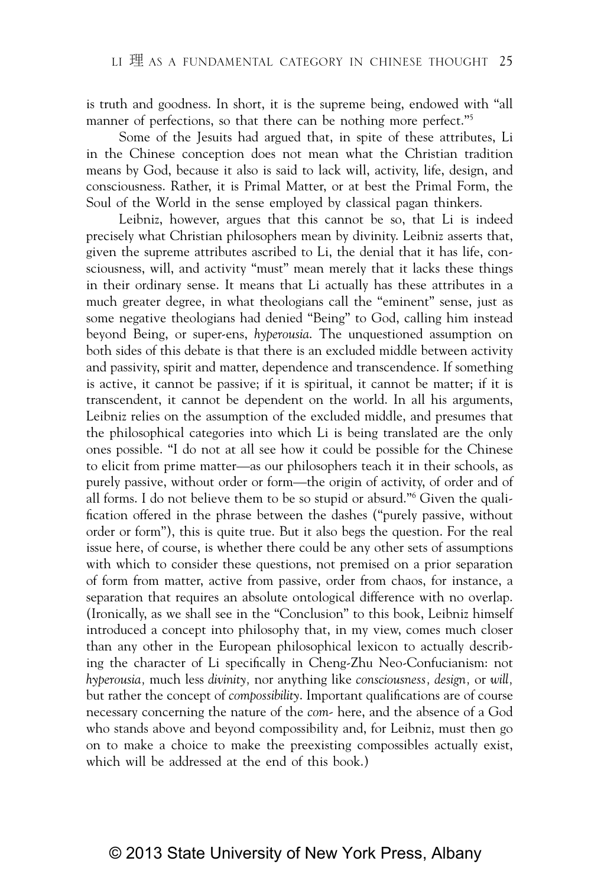is truth and goodness. In short, it is the supreme being, endowed with "all manner of perfections, so that there can be nothing more perfect."[5]

Some of the Jesuits had argued that, in spite of these attributes, Li in the Chinese conception does not mean what the Christian tradition means by God, because it also is said to lack will, activity, life, design, and consciousness. Rather, it is Primal Matter, or at best the Primal Form, the Soul of the World in the sense employed by classical pagan thinkers.

Leibniz, however, argues that this cannot be so, that Li is indeed precisely what Christian philosophers mean by divinity. Leibniz asserts that, given the supreme attributes ascribed to Li, the denial that it has life, consciousness, will, and activity "must" mean merely that it lacks these things in their ordinary sense. It means that Li actually has these attributes in a much greater degree, in what theologians call the "eminent" sense, just as some negative theologians had denied "Being" to God, calling him instead beyond Being, or super-ens, *hyperousia*. The unquestioned assumption on both sides of this debate is that there is an excluded middle between activity and passivity, spirit and matter, dependence and transcendence. If something is active, it cannot be passive; if it is spiritual, it cannot be matter; if it is transcendent, it cannot be dependent on the world. In all his arguments, Leibniz relies on the assumption of the excluded middle, and presumes that the philosophical categories into which Li is being translated are the only ones possible. "I do not at all see how it could be possible for the Chinese to elicit from prime matter—as our philosophers teach it in their schools, as purely passive, without order or form—the origin of activity, of order and of all forms. I do not believe them to be so stupid or absurd."[6] Given the qualification offered in the phrase between the dashes ("purely passive, without order or form"), this is quite true. But it also begs the question. For the real issue here, of course, is whether there could be any other sets of assumptions with which to consider these questions, not premised on a prior separation of form from matter, active from passive, order from chaos, for instance, a separation that requires an absolute ontological difference with no overlap. (Ironically, as we shall see in the "Conclusion" to this book, Leibniz himself introduced a concept into philosophy that, in my view, comes much closer than any other in the European philosophical lexicon to actually describing the character of Li specifically in Cheng-Zhu Neo-Confucianism: not *hyperousia*, much less *divinity*, nor anything like *consciousness*, *design*, or *will*, but rather the concept of *compossibility*. Important qualifications are of course necessary concerning the nature of the *com-* here, and the absence of a God who stands above and beyond compossibility and, for Leibniz, must then go on to make a choice to make the preexisting compossibles actually exist, which will be addressed at the end of this book.)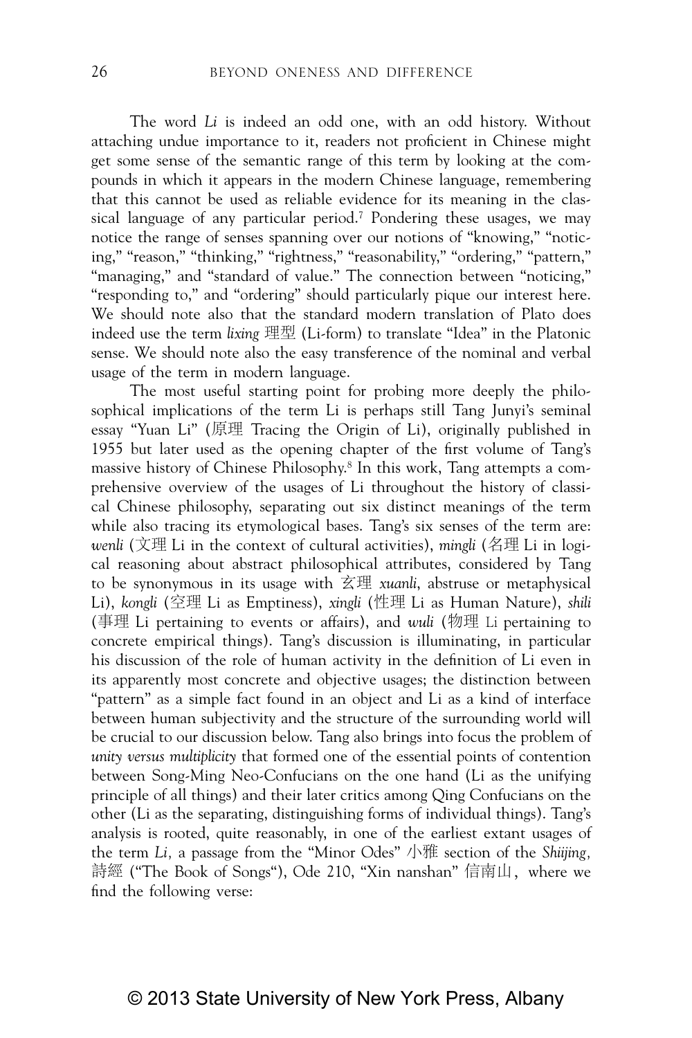The word *Li* is indeed an odd one, with an odd history. Without attaching undue importance to it, readers not proficient in Chinese might get some sense of the semantic range of this term by looking at the compounds in which it appears in the modern Chinese language, remembering that this cannot be used as reliable evidence for its meaning in the classical language of any particular period.[7] Pondering these usages, we may notice the range of senses spanning over our notions of "knowing," "noticing," "reason," "thinking," "rightness," "reasonability," "ordering," "pattern," "managing," and "standard of value." The connection between "noticing," "responding to," and "ordering" should particularly pique our interest here. We should note also that the standard modern translation of Plato does indeed use the term *lixing* 理型 (Li-form) to translate "Idea" in the Platonic sense. We should note also the easy transference of the nominal and verbal usage of the term in modern language.

The most useful starting point for probing more deeply the philosophical implications of the term Li is perhaps still Tang Junyi's seminal essay "Yuan Li" (原理 Tracing the Origin of Li), originally published in 1955 but later used as the opening chapter of the first volume of Tang's massive history of Chinese Philosophy.[8] In this work, Tang attempts a comprehensive overview of the usages of Li throughout the history of classical Chinese philosophy, separating out six distinct meanings of the term while also tracing its etymological bases. Tang's six senses of the term are: *wenli* (文理 Li in the context of cultural activities), *mingli* (名理 Li in logical reasoning about abstract philosophical attributes, considered by Tang to be synonymous in its usage with 玄理 *xuanli*, abstruse or metaphysical Li), *kongli* (空理 Li as Emptiness), *xingli* (性理 Li as Human Nature), *shili* (事理 Li pertaining to events or affairs), and *wuli* (物理 Li pertaining to concrete empirical things). Tang's discussion is illuminating, in particular his discussion of the role of human activity in the definition of Li even in its apparently most concrete and objective usages; the distinction between "pattern" as a simple fact found in an object and Li as a kind of interface between human subjectivity and the structure of the surrounding world will be crucial to our discussion below. Tang also brings into focus the problem of *unity versus multiplicity* that formed one of the essential points of contention between Song-Ming Neo-Confucians on the one hand (Li as the unifying principle of all things) and their later critics among Qing Confucians on the other (Li as the separating, distinguishing forms of individual things). Tang's analysis is rooted, quite reasonably, in one of the earliest extant usages of the term *Li*, a passage from the "Minor Odes" 小雅 section of the *Shiijing*, 詩經 ("The Book of Songs"), Ode 210, "Xin nanshan" 信南山, where we find the following verse: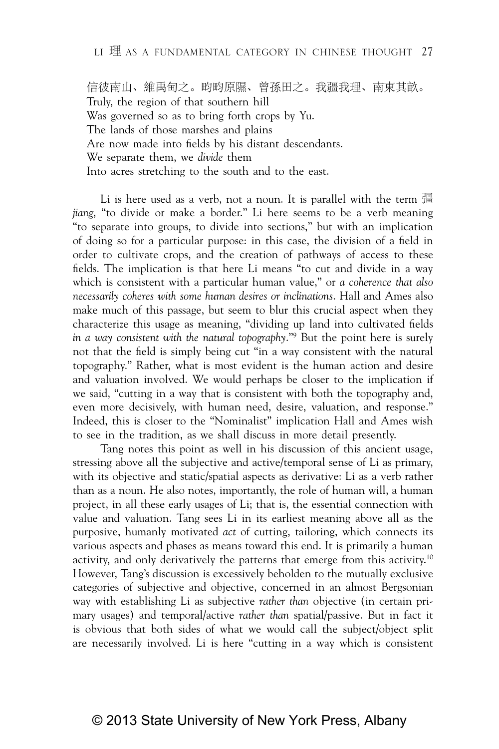信彼南山、維禹甸之。畇畇原隰、曾孫田之。我疆我理、南東其畝。

Truly, the region of that southern hill  
Was governed so as to bring forth crops by Yu.  
The lands of those marshes and plains  
Are now made into fields by his distant descendants.  
We separate them, we *divide* them  
Into acres stretching to the south and to the east.

Li is here used as a verb, not a noun. It is parallel with the term 彊 *jiang*, "to divide or make a border." Li here seems to be a verb meaning "to separate into groups, to divide into sections," but with an implication of doing so for a particular purpose: in this case, the division of a field in order to cultivate crops, and the creation of pathways of access to these fields. The implication is that here Li means "to cut and divide in a way which is consistent with a particular human value," or *a coherence that also necessarily coheres with some human desires or inclinations*. Hall and Ames also make much of this passage, but seem to blur this crucial aspect when they characterize this usage as meaning, "dividing up land into cultivated fields *in a way consistent with the natural topography*."[9] But the point here is surely not that the field is simply being cut "in a way consistent with the natural topography." Rather, what is most evident is the human action and desire and valuation involved. We would perhaps be closer to the implication if we said, "cutting in a way that is consistent with both the topography and, even more decisively, with human need, desire, valuation, and response." Indeed, this is closer to the "Nominalist" implication Hall and Ames wish to see in the tradition, as we shall discuss in more detail presently.

Tang notes this point as well in his discussion of this ancient usage, stressing above all the subjective and active/temporal sense of Li as primary, with its objective and static/spatial aspects as derivative: Li as a verb rather than as a noun. He also notes, importantly, the role of human will, a human project, in all these early usages of Li; that is, the essential connection with value and valuation. Tang sees Li in its earliest meaning above all as the purposive, humanly motivated *act* of cutting, tailoring, which connects its various aspects and phases as means toward this end. It is primarily a human activity, and only derivatively the patterns that emerge from this activity.[10] However, Tang's discussion is excessively beholden to the mutually exclusive categories of subjective and objective, concerned in an almost Bergsonian way with establishing Li as subjective *rather than* objective (in certain primary usages) and temporal/active *rather than* spatial/passive. But in fact it is obvious that both sides of what we would call the subject/object split are necessarily involved. Li is here "cutting in a way which is consistent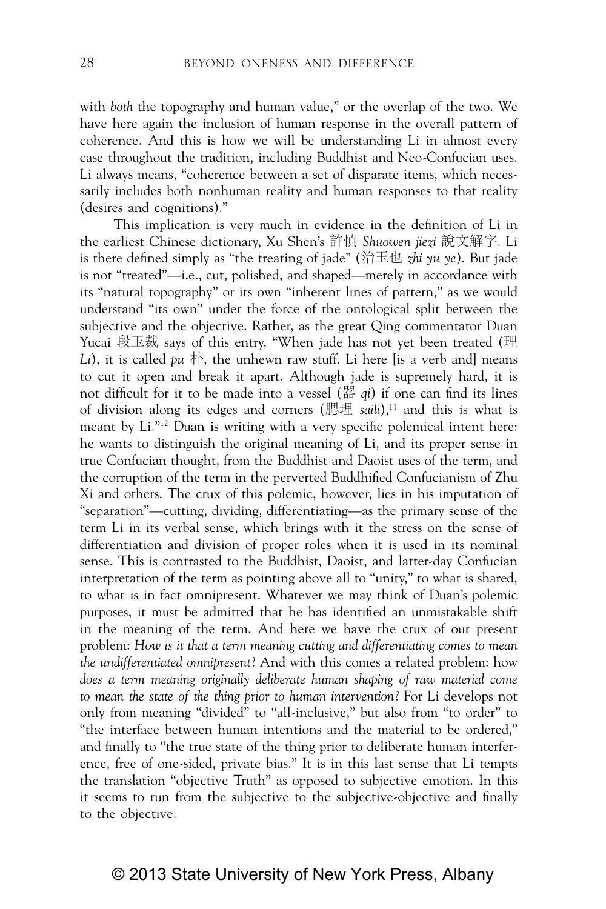with *both* the topography and human value," or the overlap of the two. We have here again the inclusion of human response in the overall pattern of coherence. And this is how we will be understanding Li in almost every case throughout the tradition, including Buddhist and Neo-Confucian uses. Li always means, "coherence between a set of disparate items, which necessarily includes both nonhuman reality and human responses to that reality (desires and cognitions)."

This implication is very much in evidence in the definition of Li in the earliest Chinese dictionary, Xu Shen's 許慎 *Shuowen jiezi* 說文解字. Li is there defined simply as "the treating of jade" (治玉也 *zhi yu ye*). But jade is not "treated"—i.e., cut, polished, and shaped—merely in accordance with its "natural topography" or its own "inherent lines of pattern," as we would understand "its own" under the force of the ontological split between the subjective and the objective. Rather, as the great Qing commentator Duan Yucai 段玉裁 says of this entry, "When jade has not yet been treated (理 *Li*), it is called *pu* 朴, the unhewn raw stuff. Li here [is a verb and] means to cut it open and break it apart. Although jade is supremely hard, it is not difficult for it to be made into a vessel (器 *qi*) if one can find its lines of division along its edges and corners (腮理 *saili*),[11] and this is what is meant by Li."[12] Duan is writing with a very specific polemical intent here: he wants to distinguish the original meaning of Li, and its proper sense in true Confucian thought, from the Buddhist and Daoist uses of the term, and the corruption of the term in the perverted Buddhified Confucianism of Zhu Xi and others. The crux of this polemic, however, lies in his imputation of "separation"—cutting, dividing, differentiating—as the primary sense of the term Li in its verbal sense, which brings with it the stress on the sense of differentiation and division of proper roles when it is used in its nominal sense. This is contrasted to the Buddhist, Daoist, and latter-day Confucian interpretation of the term as pointing above all to "unity," to what is shared, to what is in fact omnipresent. Whatever we may think of Duan's polemic purposes, it must be admitted that he has identified an unmistakable shift in the meaning of the term. And here we have the crux of our present problem: *How is it that a term meaning cutting and differentiating comes to mean the undifferentiated omnipresent?* And with this comes a related problem: how *does a term meaning originally deliberate human shaping of raw material come to mean the state of the thing prior to human intervention?* For Li develops not only from meaning "divided" to "all-inclusive," but also from "to order" to "the interface between human intentions and the material to be ordered," and finally to "the true state of the thing prior to deliberate human interference, free of one-sided, private bias." It is in this last sense that Li tempts the translation "objective Truth" as opposed to subjective emotion. In this it seems to run from the subjective to the subjective-objective and finally to the objective.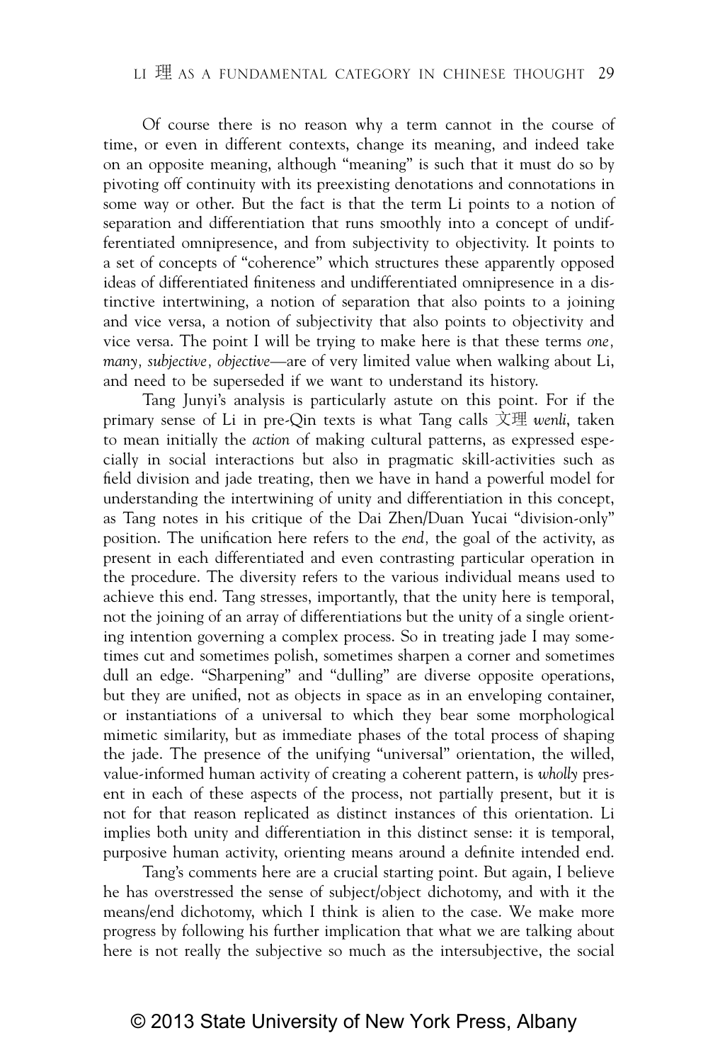Of course there is no reason why a term cannot in the course of time, or even in different contexts, change its meaning, and indeed take on an opposite meaning, although "meaning" is such that it must do so by pivoting off continuity with its preexisting denotations and connotations in some way or other. But the fact is that the term Li points to a notion of separation and differentiation that runs smoothly into a concept of undifferentiated omnipresence, and from subjectivity to objectivity. It points to a set of concepts of "coherence" which structures these apparently opposed ideas of differentiated finiteness and undifferentiated omnipresence in a distinctive intertwining, a notion of separation that also points to a joining and vice versa, a notion of subjectivity that also points to objectivity and vice versa. The point I will be trying to make here is that these terms *one, many, subjective, objective*—are of very limited value when walking about Li, and need to be superseded if we want to understand its history.

Tang Junyi's analysis is particularly astute on this point. For if the primary sense of Li in pre-Qin texts is what Tang calls 文理 *wenli*, taken to mean initially the *action* of making cultural patterns, as expressed especially in social interactions but also in pragmatic skill-activities such as field division and jade treating, then we have in hand a powerful model for understanding the intertwining of unity and differentiation in this concept, as Tang notes in his critique of the Dai Zhen/Duan Yucai "division-only" position. The unification here refers to the *end,* the goal of the activity, as present in each differentiated and even contrasting particular operation in the procedure. The diversity refers to the various individual means used to achieve this end. Tang stresses, importantly, that the unity here is temporal, not the joining of an array of differentiations but the unity of a single orienting intention governing a complex process. So in treating jade I may sometimes cut and sometimes polish, sometimes sharpen a corner and sometimes dull an edge. "Sharpening" and "dulling" are diverse opposite operations, but they are unified, not as objects in space as in an enveloping container, or instantiations of a universal to which they bear some morphological mimetic similarity, but as immediate phases of the total process of shaping the jade. The presence of the unifying "universal" orientation, the willed, value-informed human activity of creating a coherent pattern, is *wholly* present in each of these aspects of the process, not partially present, but it is not for that reason replicated as distinct instances of this orientation. Li implies both unity and differentiation in this distinct sense: it is temporal, purposive human activity, orienting means around a definite intended end.

Tang's comments here are a crucial starting point. But again, I believe he has overstressed the sense of subject/object dichotomy, and with it the means/end dichotomy, which I think is alien to the case. We make more progress by following his further implication that what we are talking about here is not really the subjective so much as the intersubjective, the social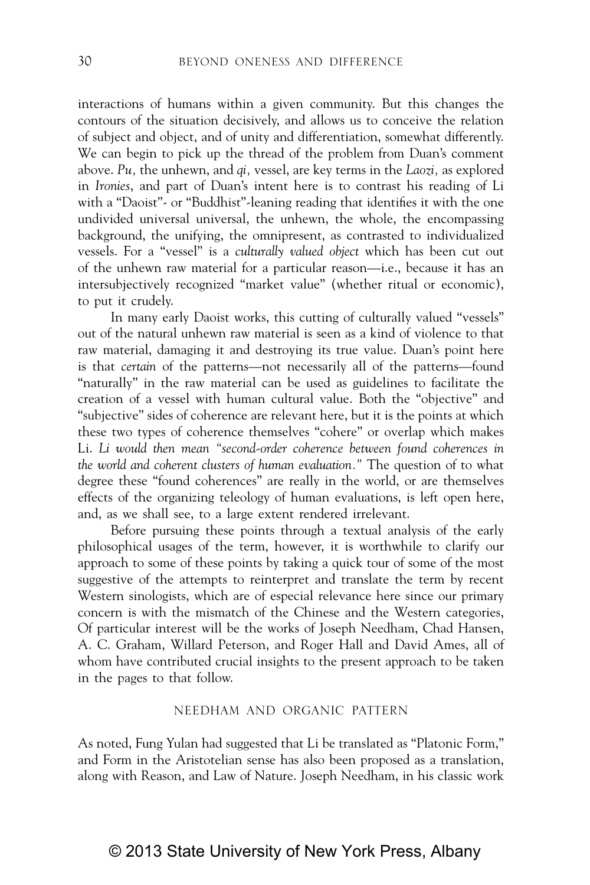interactions of humans within a given community. But this changes the contours of the situation decisively, and allows us to conceive the relation of subject and object, and of unity and differentiation, somewhat differently. We can begin to pick up the thread of the problem from Duan's comment above. *Pu,* the unhewn, and *qi,* vessel, are key terms in the *Laozi,* as explored in *Ironies*, and part of Duan's intent here is to contrast his reading of Li with a "Daoist"- or "Buddhist"-leaning reading that identifies it with the one undivided universal universal, the unhewn, the whole, the encompassing background, the unifying, the omnipresent, as contrasted to individualized vessels. For a "vessel" is a *culturally valued object* which has been cut out of the unhewn raw material for a particular reason—i.e., because it has an intersubjectively recognized "market value" (whether ritual or economic), to put it crudely.

In many early Daoist works, this cutting of culturally valued "vessels" out of the natural unhewn raw material is seen as a kind of violence to that raw material, damaging it and destroying its true value. Duan's point here is that *certain* of the patterns—not necessarily all of the patterns—found "naturally" in the raw material can be used as guidelines to facilitate the creation of a vessel with human cultural value. Both the "objective" and "subjective" sides of coherence are relevant here, but it is the points at which these two types of coherence themselves "cohere" or overlap which makes Li. *Li would then mean "second-order coherence between found coherences in the world and coherent clusters of human evaluation."* The question of to what degree these "found coherences" are really in the world, or are themselves effects of the organizing teleology of human evaluations, is left open here, and, as we shall see, to a large extent rendered irrelevant.

Before pursuing these points through a textual analysis of the early philosophical usages of the term, however, it is worthwhile to clarify our approach to some of these points by taking a quick tour of some of the most suggestive of the attempts to reinterpret and translate the term by recent Western sinologists, which are of especial relevance here since our primary concern is with the mismatch of the Chinese and the Western categories, Of particular interest will be the works of Joseph Needham, Chad Hansen, A. C. Graham, Willard Peterson, and Roger Hall and David Ames, all of whom have contributed crucial insights to the present approach to be taken in the pages to that follow.

## NEEDHAM AND ORGANIC PATTERN

As noted, Fung Yulan had suggested that Li be translated as "Platonic Form," and Form in the Aristotelian sense has also been proposed as a translation, along with Reason, and Law of Nature. Joseph Needham, in his classic work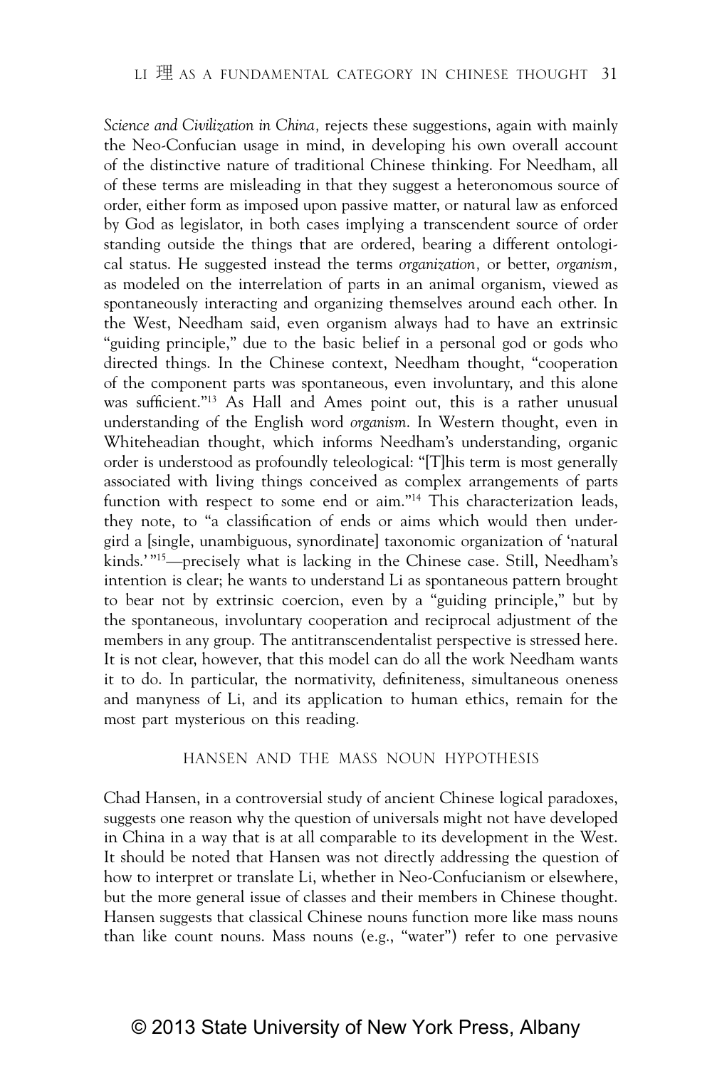*Science and Civilization in China,* rejects these suggestions, again with mainly the Neo-Confucian usage in mind, in developing his own overall account of the distinctive nature of traditional Chinese thinking. For Needham, all of these terms are misleading in that they suggest a heteronomous source of order, either form as imposed upon passive matter, or natural law as enforced by God as legislator, in both cases implying a transcendent source of order standing outside the things that are ordered, bearing a different ontological status. He suggested instead the terms *organization,* or better, *organism,* as modeled on the interrelation of parts in an animal organism, viewed as spontaneously interacting and organizing themselves around each other. In the West, Needham said, even organism always had to have an extrinsic "guiding principle," due to the basic belief in a personal god or gods who directed things. In the Chinese context, Needham thought, "cooperation of the component parts was spontaneous, even involuntary, and this alone was sufficient."[13] As Hall and Ames point out, this is a rather unusual understanding of the English word *organism.* In Western thought, even in Whiteheadian thought, which informs Needham's understanding, organic order is understood as profoundly teleological: "[T]his term is most generally associated with living things conceived as complex arrangements of parts function with respect to some end or aim."[14] This characterization leads, they note, to "a classification of ends or aims which would then undergird a [single, unambiguous, synordinate] taxonomic organization of 'natural kinds.' "[15]—precisely what is lacking in the Chinese case. Still, Needham's intention is clear; he wants to understand Li as spontaneous pattern brought to bear not by extrinsic coercion, even by a "guiding principle," but by the spontaneous, involuntary cooperation and reciprocal adjustment of the members in any group. The antitranscendentalist perspective is stressed here. It is not clear, however, that this model can do all the work Needham wants it to do. In particular, the normativity, definiteness, simultaneous oneness and manyness of Li, and its application to human ethics, remain for the most part mysterious on this reading.

## HANSEN AND THE MASS NOUN HYPOTHESIS

Chad Hansen, in a controversial study of ancient Chinese logical paradoxes, suggests one reason why the question of universals might not have developed in China in a way that is at all comparable to its development in the West. It should be noted that Hansen was not directly addressing the question of how to interpret or translate Li, whether in Neo-Confucianism or elsewhere, but the more general issue of classes and their members in Chinese thought. Hansen suggests that classical Chinese nouns function more like mass nouns than like count nouns. Mass nouns (e.g., "water") refer to one pervasive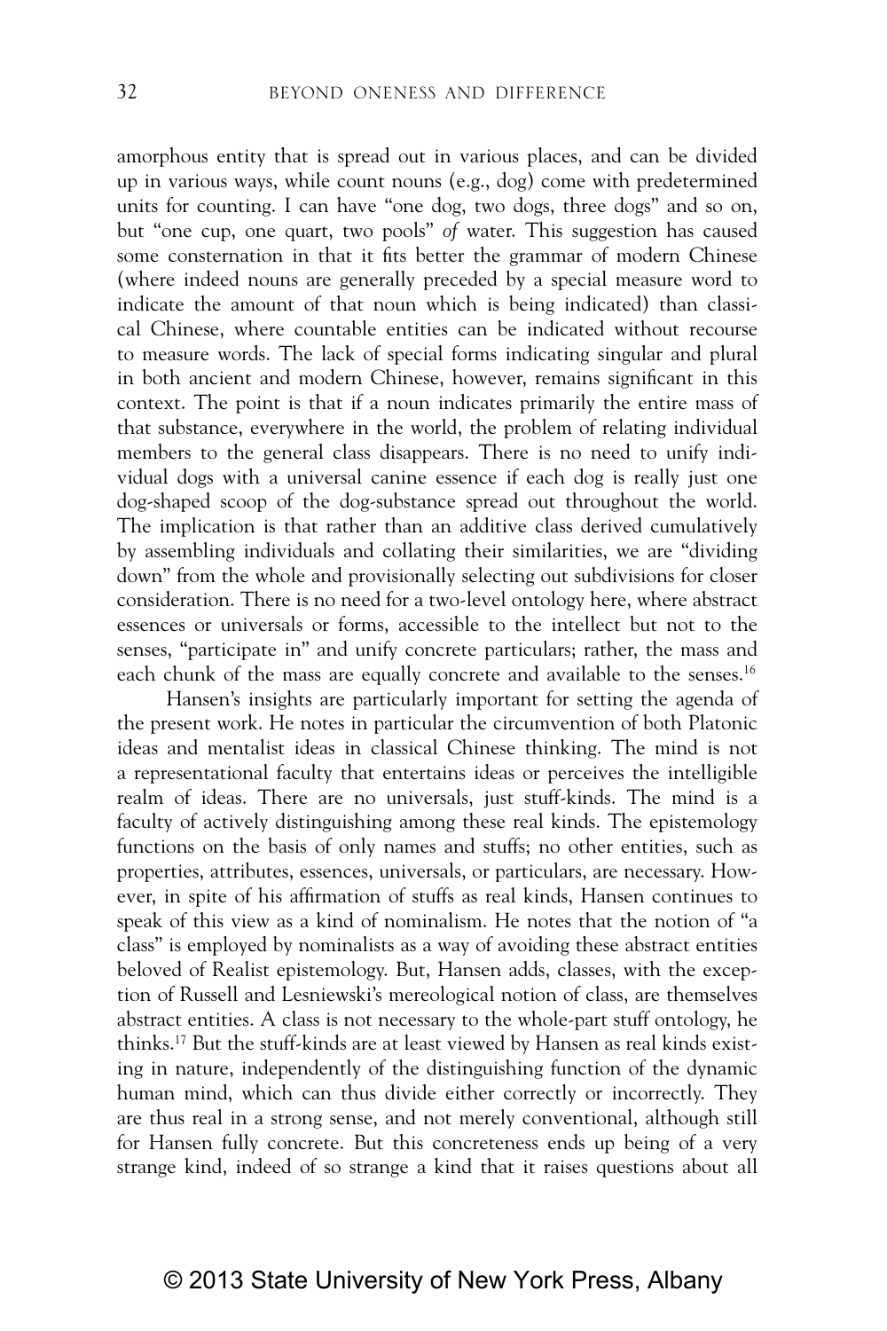amorphous entity that is spread out in various places, and can be divided up in various ways, while count nouns (e.g., dog) come with predetermined units for counting. I can have "one dog, two dogs, three dogs" and so on, but "one cup, one quart, two pools" *of* water. This suggestion has caused some consternation in that it fits better the grammar of modern Chinese (where indeed nouns are generally preceded by a special measure word to indicate the amount of that noun which is being indicated) than classical Chinese, where countable entities can be indicated without recourse to measure words. The lack of special forms indicating singular and plural in both ancient and modern Chinese, however, remains significant in this context. The point is that if a noun indicates primarily the entire mass of that substance, everywhere in the world, the problem of relating individual members to the general class disappears. There is no need to unify individual dogs with a universal canine essence if each dog is really just one dog-shaped scoop of the dog-substance spread out throughout the world. The implication is that rather than an additive class derived cumulatively by assembling individuals and collating their similarities, we are "dividing down" from the whole and provisionally selecting out subdivisions for closer consideration. There is no need for a two-level ontology here, where abstract essences or universals or forms, accessible to the intellect but not to the senses, "participate in" and unify concrete particulars; rather, the mass and each chunk of the mass are equally concrete and available to the senses.[16]

Hansen's insights are particularly important for setting the agenda of the present work. He notes in particular the circumvention of both Platonic ideas and mentalist ideas in classical Chinese thinking. The mind is not a representational faculty that entertains ideas or perceives the intelligible realm of ideas. There are no universals, just stuff-kinds. The mind is a faculty of actively distinguishing among these real kinds. The epistemology functions on the basis of only names and stuffs; no other entities, such as properties, attributes, essences, universals, or particulars, are necessary. However, in spite of his affirmation of stuffs as real kinds, Hansen continues to speak of this view as a kind of nominalism. He notes that the notion of "a class" is employed by nominalists as a way of avoiding these abstract entities beloved of Realist epistemology. But, Hansen adds, classes, with the exception of Russell and Lesniewski's mereological notion of class, are themselves abstract entities. A class is not necessary to the whole-part stuff ontology, he thinks.[17] But the stuff-kinds are at least viewed by Hansen as real kinds existing in nature, independently of the distinguishing function of the dynamic human mind, which can thus divide either correctly or incorrectly. They are thus real in a strong sense, and not merely conventional, although still for Hansen fully concrete. But this concreteness ends up being of a very strange kind, indeed of so strange a kind that it raises questions about all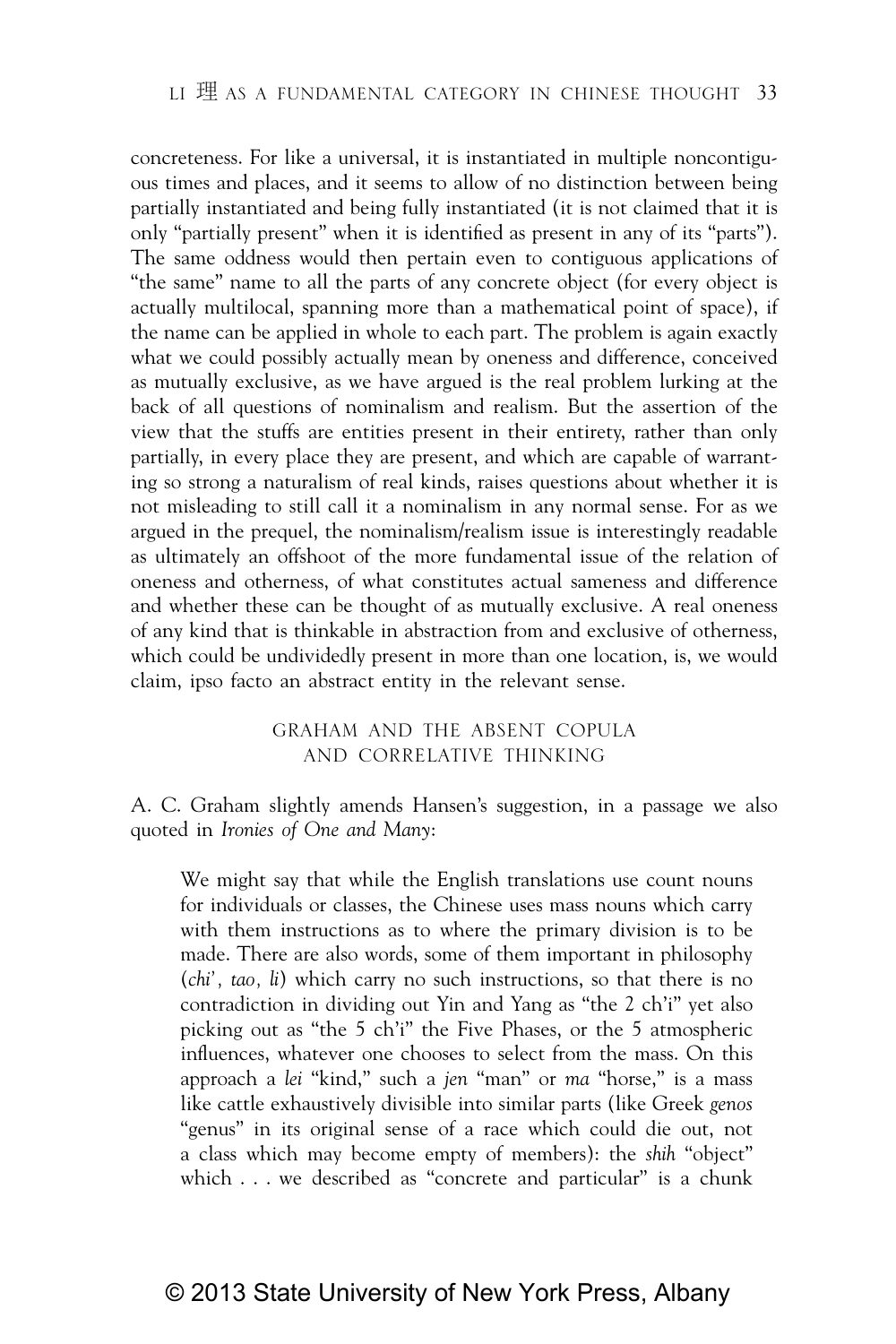concreteness. For like a universal, it is instantiated in multiple noncontiguous times and places, and it seems to allow of no distinction between being partially instantiated and being fully instantiated (it is not claimed that it is only "partially present" when it is identified as present in any of its "parts"). The same oddness would then pertain even to contiguous applications of "the same" name to all the parts of any concrete object (for every object is actually multilocal, spanning more than a mathematical point of space), if the name can be applied in whole to each part. The problem is again exactly what we could possibly actually mean by oneness and difference, conceived as mutually exclusive, as we have argued is the real problem lurking at the back of all questions of nominalism and realism. But the assertion of the view that the stuffs are entities present in their entirety, rather than only partially, in every place they are present, and which are capable of warranting so strong a naturalism of real kinds, raises questions about whether it is not misleading to still call it a nominalism in any normal sense. For as we argued in the prequel, the nominalism/realism issue is interestingly readable as ultimately an offshoot of the more fundamental issue of the relation of oneness and otherness, of what constitutes actual sameness and difference and whether these can be thought of as mutually exclusive. A real oneness of any kind that is thinkable in abstraction from and exclusive of otherness, which could be undividedly present in more than one location, is, we would claim, ipso facto an abstract entity in the relevant sense.

## GRAHAM AND THE ABSENT COPULA AND CORRELATIVE THINKING

A. C. Graham slightly amends Hansen's suggestion, in a passage we also quoted in *Ironies of One and Many*:

> We might say that while the English translations use count nouns for individuals or classes, the Chinese uses mass nouns which carry with them instructions as to where the primary division is to be made. There are also words, some of them important in philosophy (*chi', tao, li*) which carry no such instructions, so that there is no contradiction in dividing out Yin and Yang as "the 2 ch'i" yet also picking out as "the 5 ch'i" the Five Phases, or the 5 atmospheric influences, whatever one chooses to select from the mass. On this approach a *lei* "kind," such a *jen* "man" or *ma* "horse," is a mass like cattle exhaustively divisible into similar parts (like Greek *genos* "genus" in its original sense of a race which could die out, not a class which may become empty of members): the *shih* "object" which . . . we described as "concrete and particular" is a chunk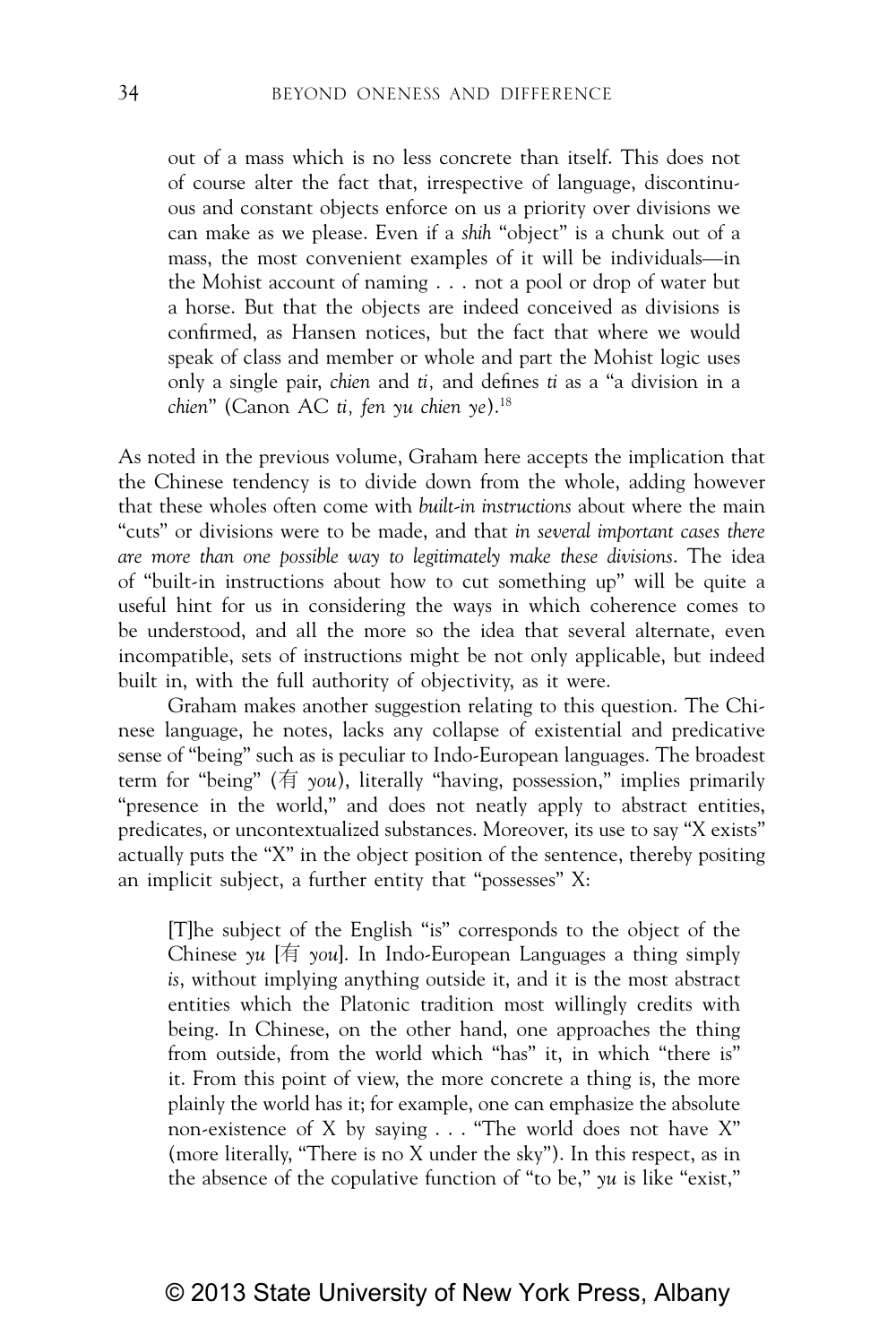> out of a mass which is no less concrete than itself. This does not of course alter the fact that, irrespective of language, discontinuous and constant objects enforce on us a priority over divisions we can make as we please. Even if a *shih* "object" is a chunk out of a mass, the most convenient examples of it will be individuals—in the Mohist account of naming . . . not a pool or drop of water but a horse. But that the objects are indeed conceived as divisions is confirmed, as Hansen notices, but the fact that where we would speak of class and member or whole and part the Mohist logic uses only a single pair, *chien* and *ti,* and defines *ti* as a "a division in a *chien*" (Canon AC *ti, fen yu chien ye*).[18]

As noted in the previous volume, Graham here accepts the implication that the Chinese tendency is to divide down from the whole, adding however that these wholes often come with *built-in instructions* about where the main "cuts" or divisions were to be made, and that *in several important cases there are more than one possible way to legitimately make these divisions*. The idea of "built-in instructions about how to cut something up" will be quite a useful hint for us in considering the ways in which coherence comes to be understood, and all the more so the idea that several alternate, even incompatible, sets of instructions might be not only applicable, but indeed built in, with the full authority of objectivity, as it were.

Graham makes another suggestion relating to this question. The Chinese language, he notes, lacks any collapse of existential and predicative sense of "being" such as is peculiar to Indo-European languages. The broadest term for "being" (有 *you*), literally "having, possession," implies primarily "presence in the world," and does not neatly apply to abstract entities, predicates, or uncontextualized substances. Moreover, its use to say "X exists" actually puts the "X" in the object position of the sentence, thereby positing an implicit subject, a further entity that "possesses" X:

> [T]he subject of the English "is" corresponds to the object of the Chinese *yu* [有 *you*]. In Indo-European Languages a thing simply *is*, without implying anything outside it, and it is the most abstract entities which the Platonic tradition most willingly credits with being. In Chinese, on the other hand, one approaches the thing from outside, from the world which "has" it, in which "there is" it. From this point of view, the more concrete a thing is, the more plainly the world has it; for example, one can emphasize the absolute non-existence of X by saying . . . "The world does not have X" (more literally, "There is no X under the sky"). In this respect, as in the absence of the copulative function of "to be," *yu* is like "exist,"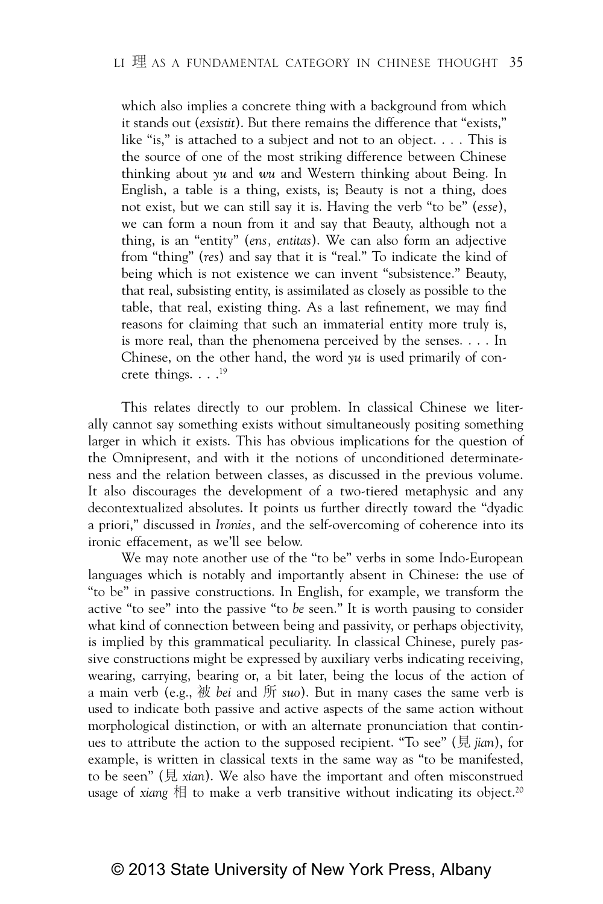> which also implies a concrete thing with a background from which it stands out (*exsistit*). But there remains the difference that "exists," like "is," is attached to a subject and not to an object. . . . This is the source of one of the most striking difference between Chinese thinking about *yu* and *wu* and Western thinking about Being. In English, a table is a thing, exists, is; Beauty is not a thing, does not exist, but we can still say it is. Having the verb "to be" (*esse*), we can form a noun from it and say that Beauty, although not a thing, is an "entity" (*ens, entitas*). We can also form an adjective from "thing" (*res*) and say that it is "real." To indicate the kind of being which is not existence we can invent "subsistence." Beauty, that real, subsisting entity, is assimilated as closely as possible to the table, that real, existing thing. As a last refinement, we may find reasons for claiming that such an immaterial entity more truly is, is more real, than the phenomena perceived by the senses. . . . In Chinese, on the other hand, the word *yu* is used primarily of concrete things. . . .[19]

This relates directly to our problem. In classical Chinese we literally cannot say something exists without simultaneously positing something larger in which it exists. This has obvious implications for the question of the Omnipresent, and with it the notions of unconditioned determinateness and the relation between classes, as discussed in the previous volume. It also discourages the development of a two-tiered metaphysic and any decontextualized absolutes. It points us further directly toward the "dyadic a priori," discussed in *Ironies*, and the self-overcoming of coherence into its ironic effacement, as we'll see below.

We may note another use of the "to be" verbs in some Indo-European languages which is notably and importantly absent in Chinese: the use of "to be" in passive constructions. In English, for example, we transform the active "to see" into the passive "to *be* seen." It is worth pausing to consider what kind of connection between being and passivity, or perhaps objectivity, is implied by this grammatical peculiarity. In classical Chinese, purely passive constructions might be expressed by auxiliary verbs indicating receiving, wearing, carrying, bearing or, a bit later, being the locus of the action of a main verb (e.g., 被 *bei* and 所 *suo*). But in many cases the same verb is used to indicate both passive and active aspects of the same action without morphological distinction, or with an alternate pronunciation that continues to attribute the action to the supposed recipient. "To see" (見 *jian*), for example, is written in classical texts in the same way as "to be manifested, to be seen" (見 *xian*). We also have the important and often misconstrued usage of *xiang* 相 to make a verb transitive without indicating its object.[20]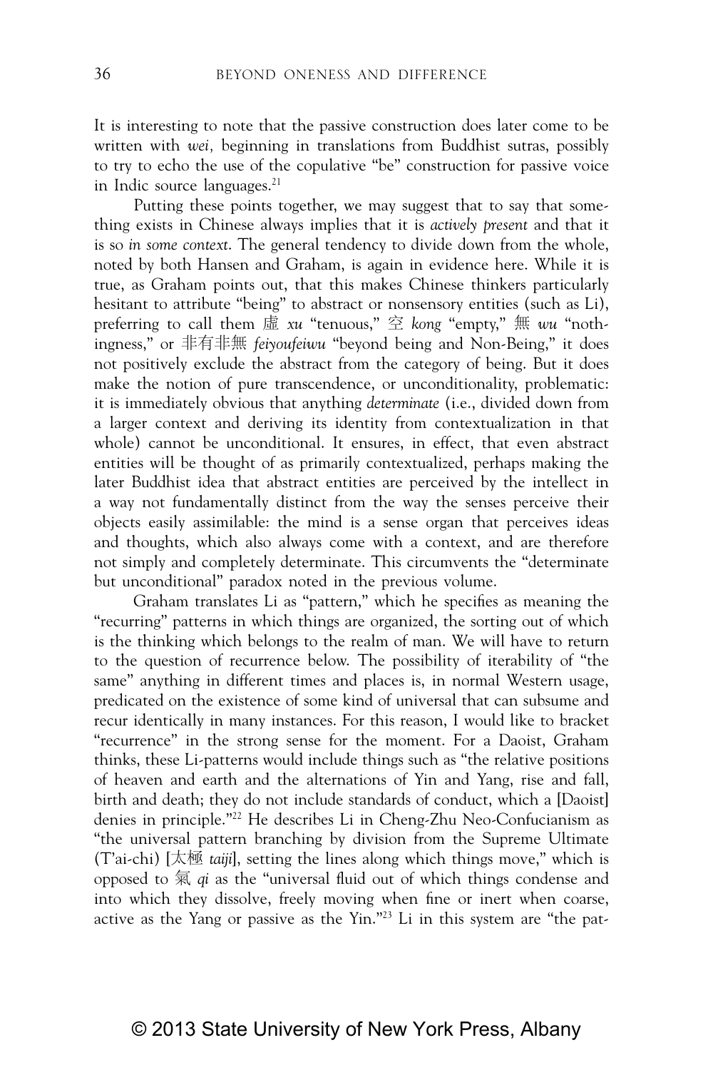It is interesting to note that the passive construction does later come to be written with *wei,* beginning in translations from Buddhist sutras, possibly to try to echo the use of the copulative "be" construction for passive voice in Indic source languages.[21]

Putting these points together, we may suggest that to say that something exists in Chinese always implies that it is *actively present* and that it is so *in some context*. The general tendency to divide down from the whole, noted by both Hansen and Graham, is again in evidence here. While it is true, as Graham points out, that this makes Chinese thinkers particularly hesitant to attribute "being" to abstract or nonsensory entities (such as Li), preferring to call them 虛 *xu* "tenuous," 空 *kong* "empty," 無 *wu* "nothingness," or 非有非無 *feiyoufeiwu* "beyond being and Non-Being," it does not positively exclude the abstract from the category of being. But it does make the notion of pure transcendence, or unconditionality, problematic: it is immediately obvious that anything *determinate* (i.e., divided down from a larger context and deriving its identity from contextualization in that whole) cannot be unconditional. It ensures, in effect, that even abstract entities will be thought of as primarily contextualized, perhaps making the later Buddhist idea that abstract entities are perceived by the intellect in a way not fundamentally distinct from the way the senses perceive their objects easily assimilable: the mind is a sense organ that perceives ideas and thoughts, which also always come with a context, and are therefore not simply and completely determinate. This circumvents the "determinate but unconditional" paradox noted in the previous volume.

Graham translates Li as "pattern," which he specifies as meaning the "recurring" patterns in which things are organized, the sorting out of which is the thinking which belongs to the realm of man. We will have to return to the question of recurrence below. The possibility of iterability of "the same" anything in different times and places is, in normal Western usage, predicated on the existence of some kind of universal that can subsume and recur identically in many instances. For this reason, I would like to bracket "recurrence" in the strong sense for the moment. For a Daoist, Graham thinks, these Li-patterns would include things such as "the relative positions of heaven and earth and the alternations of Yin and Yang, rise and fall, birth and death; they do not include standards of conduct, which a [Daoist] denies in principle."[22] He describes Li in Cheng-Zhu Neo-Confucianism as "the universal pattern branching by division from the Supreme Ultimate (T'ai-chi) [太極 *taiji*], setting the lines along which things move," which is opposed to 氣 *qi* as the "universal fluid out of which things condense and into which they dissolve, freely moving when fine or inert when coarse, active as the Yang or passive as the Yin."[23] Li in this system are "the pat-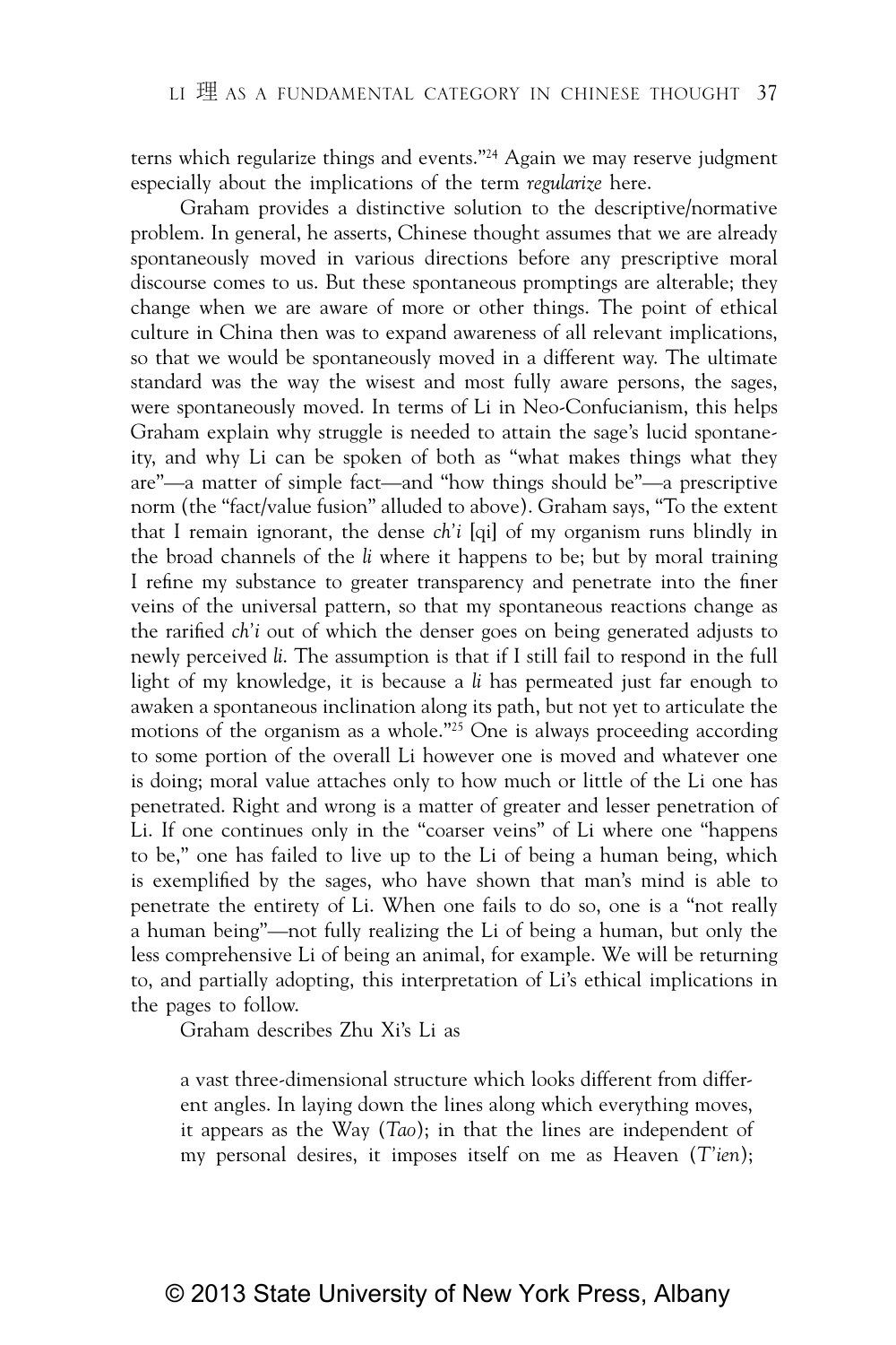terns which regularize things and events."[24] Again we may reserve judgment especially about the implications of the term *regularize* here.

Graham provides a distinctive solution to the descriptive/normative problem. In general, he asserts, Chinese thought assumes that we are already spontaneously moved in various directions before any prescriptive moral discourse comes to us. But these spontaneous promptings are alterable; they change when we are aware of more or other things. The point of ethical culture in China then was to expand awareness of all relevant implications, so that we would be spontaneously moved in a different way. The ultimate standard was the way the wisest and most fully aware persons, the sages, were spontaneously moved. In terms of Li in Neo-Confucianism, this helps Graham explain why struggle is needed to attain the sage's lucid spontaneity, and why Li can be spoken of both as "what makes things what they are"—a matter of simple fact—and "how things should be"—a prescriptive norm (the "fact/value fusion" alluded to above). Graham says, "To the extent that I remain ignorant, the dense *ch'i* [qi] of my organism runs blindly in the broad channels of the *li* where it happens to be; but by moral training I refine my substance to greater transparency and penetrate into the finer veins of the universal pattern, so that my spontaneous reactions change as the rarified *ch'i* out of which the denser goes on being generated adjusts to newly perceived *li*. The assumption is that if I still fail to respond in the full light of my knowledge, it is because a *li* has permeated just far enough to awaken a spontaneous inclination along its path, but not yet to articulate the motions of the organism as a whole."[25] One is always proceeding according to some portion of the overall Li however one is moved and whatever one is doing; moral value attaches only to how much or little of the Li one has penetrated. Right and wrong is a matter of greater and lesser penetration of Li. If one continues only in the "coarser veins" of Li where one "happens to be," one has failed to live up to the Li of being a human being, which is exemplified by the sages, who have shown that man's mind is able to penetrate the entirety of Li. When one fails to do so, one is a "not really a human being"—not fully realizing the Li of being a human, but only the less comprehensive Li of being an animal, for example. We will be returning to, and partially adopting, this interpretation of Li's ethical implications in the pages to follow.

Graham describes Zhu Xi's Li as

> a vast three-dimensional structure which looks different from different angles. In laying down the lines along which everything moves, it appears as the Way (*Tao*); in that the lines are independent of my personal desires, it imposes itself on me as Heaven (*T'ien*);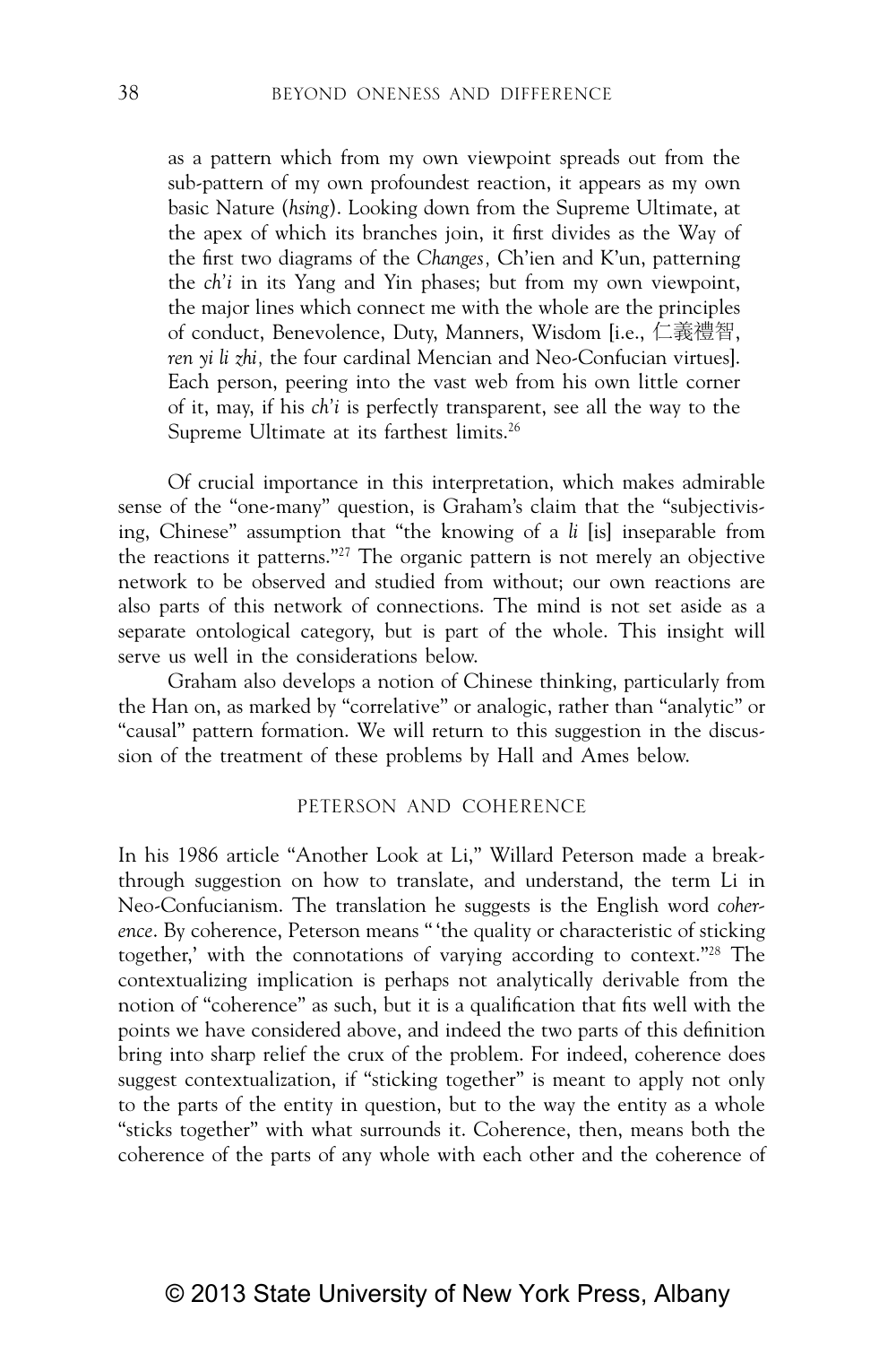as a pattern which from my own viewpoint spreads out from the sub-pattern of my own profoundest reaction, it appears as my own basic Nature (*hsing*). Looking down from the Supreme Ultimate, at the apex of which its branches join, it first divides as the Way of the first two diagrams of the *Changes,* Ch'ien and K'un, patterning the *ch'i* in its Yang and Yin phases; but from my own viewpoint, the major lines which connect me with the whole are the principles of conduct, Benevolence, Duty, Manners, Wisdom [i.e., 仁義禮智, *ren yi li zhi,* the four cardinal Mencian and Neo-Confucian virtues]. Each person, peering into the vast web from his own little corner of it, may, if his *ch'i* is perfectly transparent, see all the way to the Supreme Ultimate at its farthest limits.[26]

Of crucial importance in this interpretation, which makes admirable sense of the "one-many" question, is Graham's claim that the "subjectivising, Chinese" assumption that "the knowing of a *li* [is] inseparable from the reactions it patterns."[27] The organic pattern is not merely an objective network to be observed and studied from without; our own reactions are also parts of this network of connections. The mind is not set aside as a separate ontological category, but is part of the whole. This insight will serve us well in the considerations below.

Graham also develops a notion of Chinese thinking, particularly from the Han on, as marked by "correlative" or analogic, rather than "analytic" or "causal" pattern formation. We will return to this suggestion in the discussion of the treatment of these problems by Hall and Ames below.

## PETERSON AND COHERENCE

In his 1986 article "Another Look at Li," Willard Peterson made a breakthrough suggestion on how to translate, and understand, the term Li in Neo-Confucianism. The translation he suggests is the English word *coherence*. By coherence, Peterson means " 'the quality or characteristic of sticking together,' with the connotations of varying according to context."[28] The contextualizing implication is perhaps not analytically derivable from the notion of "coherence" as such, but it is a qualification that fits well with the points we have considered above, and indeed the two parts of this definition bring into sharp relief the crux of the problem. For indeed, coherence does suggest contextualization, if "sticking together" is meant to apply not only to the parts of the entity in question, but to the way the entity as a whole "sticks together" with what surrounds it. Coherence, then, means both the coherence of the parts of any whole with each other and the coherence of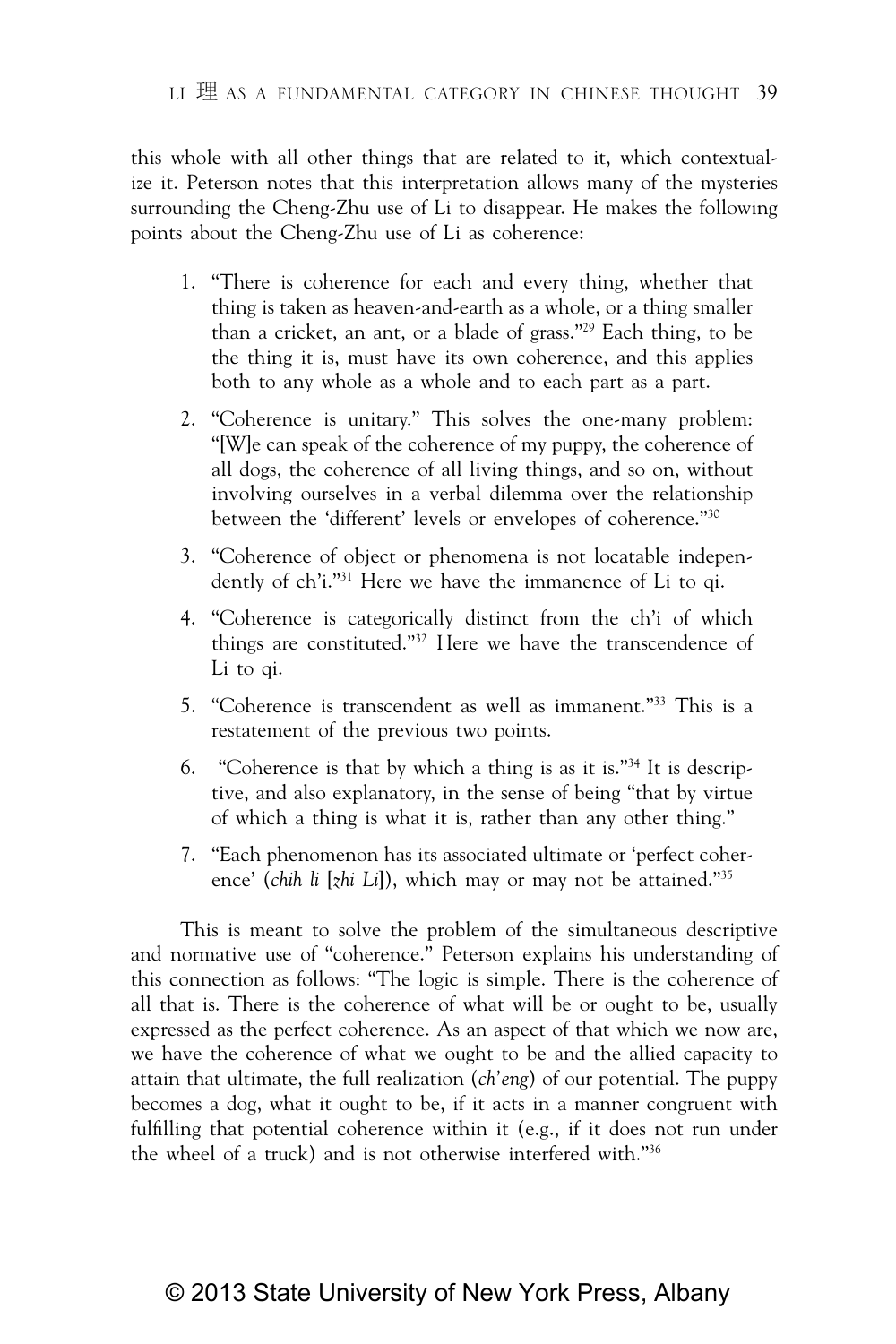this whole with all other things that are related to it, which contextualize it. Peterson notes that this interpretation allows many of the mysteries surrounding the Cheng-Zhu use of Li to disappear. He makes the following points about the Cheng-Zhu use of Li as coherence:

1. "There is coherence for each and every thing, whether that thing is taken as heaven-and-earth as a whole, or a thing smaller than a cricket, an ant, or a blade of grass."[29] Each thing, to be the thing it is, must have its own coherence, and this applies both to any whole as a whole and to each part as a part.

2. "Coherence is unitary." This solves the one-many problem: "[W]e can speak of the coherence of my puppy, the coherence of all dogs, the coherence of all living things, and so on, without involving ourselves in a verbal dilemma over the relationship between the 'different' levels or envelopes of coherence."[30]

3. "Coherence of object or phenomena is not locatable independently of ch'i."[31] Here we have the immanence of Li to qi.

4. "Coherence is categorically distinct from the ch'i of which things are constituted."[32] Here we have the transcendence of Li to qi.

5. "Coherence is transcendent as well as immanent."[33] This is a restatement of the previous two points.

6. "Coherence is that by which a thing is as it is."[34] It is descriptive, and also explanatory, in the sense of being "that by virtue of which a thing is what it is, rather than any other thing."

7. "Each phenomenon has its associated ultimate or 'perfect coherence' (*chih li* [*zhi Li*]), which may or may not be attained."[35]

This is meant to solve the problem of the simultaneous descriptive and normative use of "coherence." Peterson explains his understanding of this connection as follows: "The logic is simple. There is the coherence of all that is. There is the coherence of what will be or ought to be, usually expressed as the perfect coherence. As an aspect of that which we now are, we have the coherence of what we ought to be and the allied capacity to attain that ultimate, the full realization (*ch'eng*) of our potential. The puppy becomes a dog, what it ought to be, if it acts in a manner congruent with fulfilling that potential coherence within it (e.g., if it does not run under the wheel of a truck) and is not otherwise interfered with."[36]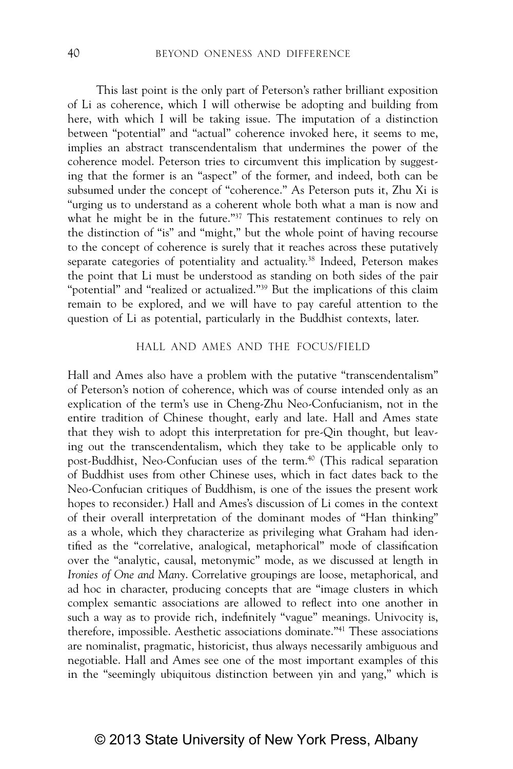This last point is the only part of Peterson's rather brilliant exposition of Li as coherence, which I will otherwise be adopting and building from here, with which I will be taking issue. The imputation of a distinction between "potential" and "actual" coherence invoked here, it seems to me, implies an abstract transcendentalism that undermines the power of the coherence model. Peterson tries to circumvent this implication by suggesting that the former is an "aspect" of the former, and indeed, both can be subsumed under the concept of "coherence." As Peterson puts it, Zhu Xi is "urging us to understand as a coherent whole both what a man is now and what he might be in the future."[37] This restatement continues to rely on the distinction of "is" and "might," but the whole point of having recourse to the concept of coherence is surely that it reaches across these putatively separate categories of potentiality and actuality.[38] Indeed, Peterson makes the point that Li must be understood as standing on both sides of the pair "potential" and "realized or actualized."[39] But the implications of this claim remain to be explored, and we will have to pay careful attention to the question of Li as potential, particularly in the Buddhist contexts, later.

## HALL AND AMES AND THE FOCUS/FIELD

Hall and Ames also have a problem with the putative "transcendentalism" of Peterson's notion of coherence, which was of course intended only as an explication of the term's use in Cheng-Zhu Neo-Confucianism, not in the entire tradition of Chinese thought, early and late. Hall and Ames state that they wish to adopt this interpretation for pre-Qin thought, but leaving out the transcendentalism, which they take to be applicable only to post-Buddhist, Neo-Confucian uses of the term.[40] (This radical separation of Buddhist uses from other Chinese uses, which in fact dates back to the Neo-Confucian critiques of Buddhism, is one of the issues the present work hopes to reconsider.) Hall and Ames's discussion of Li comes in the context of their overall interpretation of the dominant modes of "Han thinking" as a whole, which they characterize as privileging what Graham had identified as the "correlative, analogical, metaphorical" mode of classification over the "analytic, causal, metonymic" mode, as we discussed at length in *Ironies of One and Many*. Correlative groupings are loose, metaphorical, and ad hoc in character, producing concepts that are "image clusters in which complex semantic associations are allowed to reflect into one another in such a way as to provide rich, indefinitely "vague" meanings. Univocity is, therefore, impossible. Aesthetic associations dominate."[41] These associations are nominalist, pragmatic, historicist, thus always necessarily ambiguous and negotiable. Hall and Ames see one of the most important examples of this in the "seemingly ubiquitous distinction between yin and yang," which is